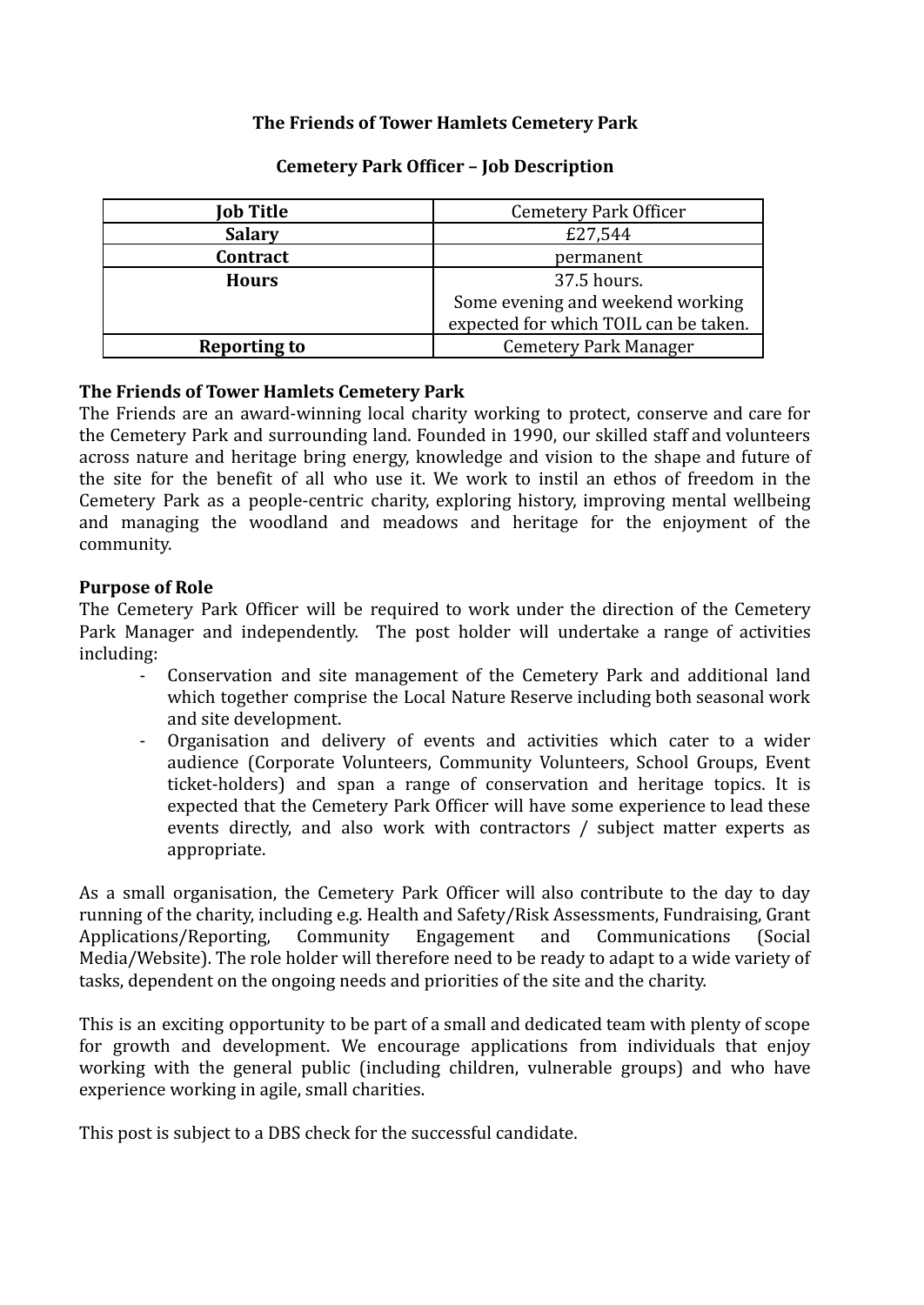# The Friends of Tower Hamlets Cemetery Park

## Cemetery Park Officer – Job Description

| Job Title | Cemetery Park Officer |
|---|---|
| **Salary** | £27,544 |
| **Contract** | permanent |
| **Hours** | 37.5 hours.<br>Some evening and weekend working expected for which TOIL can be taken. |
| **Reporting to** | Cemetery Park Manager |

### The Friends of Tower Hamlets Cemetery Park

The Friends are an award-winning local charity working to protect, conserve and care for the Cemetery Park and surrounding land. Founded in 1990, our skilled staff and volunteers across nature and heritage bring energy, knowledge and vision to the shape and future of the site for the benefit of all who use it. We work to instil an ethos of freedom in the Cemetery Park as a people-centric charity, exploring history, improving mental wellbeing and managing the woodland and meadows and heritage for the enjoyment of the community.

### Purpose of Role

The Cemetery Park Officer will be required to work under the direction of the Cemetery Park Manager and independently. The post holder will undertake a range of activities including:

- Conservation and site management of the Cemetery Park and additional land which together comprise the Local Nature Reserve including both seasonal work and site development.
- Organisation and delivery of events and activities which cater to a wider audience (Corporate Volunteers, Community Volunteers, School Groups, Event ticket-holders) and span a range of conservation and heritage topics. It is expected that the Cemetery Park Officer will have some experience to lead these events directly, and also work with contractors / subject matter experts as appropriate.

As a small organisation, the Cemetery Park Officer will also contribute to the day to day running of the charity, including e.g. Health and Safety/Risk Assessments, Fundraising, Grant Applications/Reporting, Community Engagement and Communications (Social Media/Website). The role holder will therefore need to be ready to adapt to a wide variety of tasks, dependent on the ongoing needs and priorities of the site and the charity.

This is an exciting opportunity to be part of a small and dedicated team with plenty of scope for growth and development. We encourage applications from individuals that enjoy working with the general public (including children, vulnerable groups) and who have experience working in agile, small charities.

This post is subject to a DBS check for the successful candidate.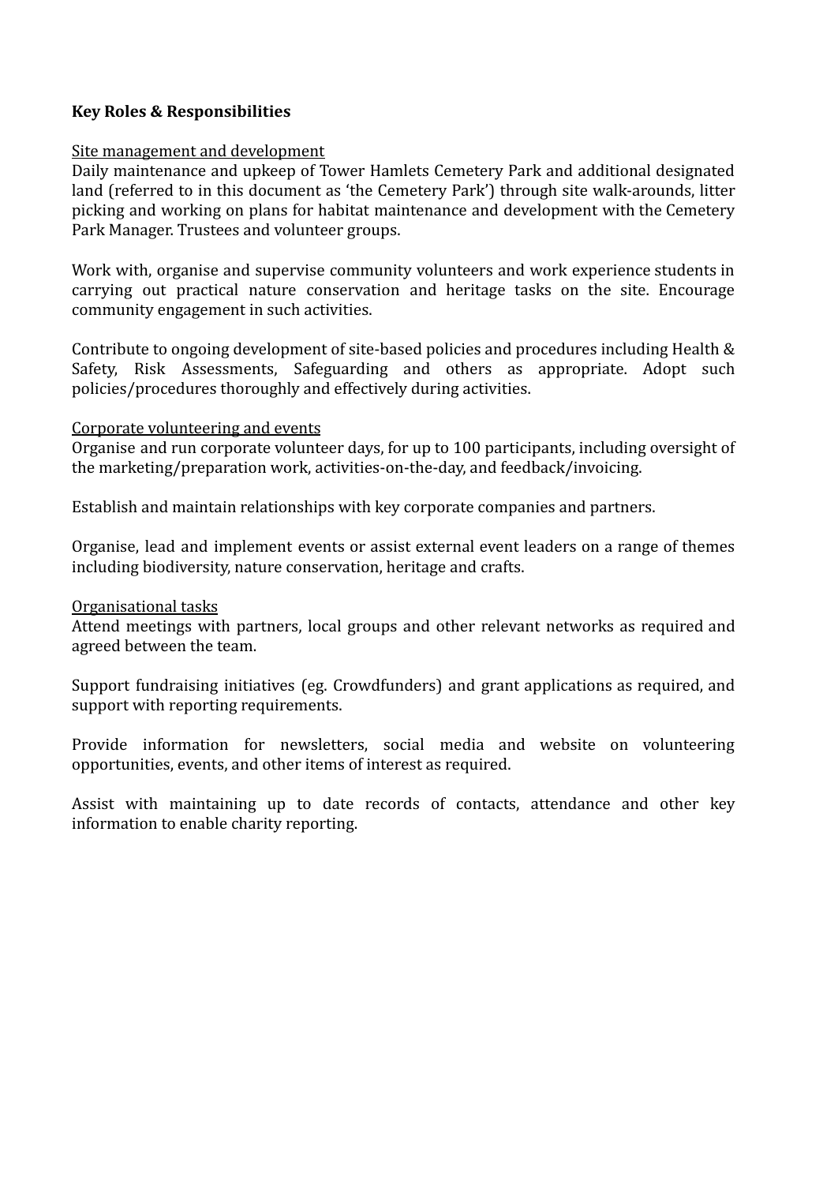**Key Roles & Responsibilities**

Site management and development

Daily maintenance and upkeep of Tower Hamlets Cemetery Park and additional designated land (referred to in this document as 'the Cemetery Park') through site walk-arounds, litter picking and working on plans for habitat maintenance and development with the Cemetery Park Manager. Trustees and volunteer groups.

Work with, organise and supervise community volunteers and work experience students in carrying out practical nature conservation and heritage tasks on the site. Encourage community engagement in such activities.

Contribute to ongoing development of site-based policies and procedures including Health & Safety, Risk Assessments, Safeguarding and others as appropriate. Adopt such policies/procedures thoroughly and effectively during activities.

Corporate volunteering and events

Organise and run corporate volunteer days, for up to 100 participants, including oversight of the marketing/preparation work, activities-on-the-day, and feedback/invoicing.

Establish and maintain relationships with key corporate companies and partners.

Organise, lead and implement events or assist external event leaders on a range of themes including biodiversity, nature conservation, heritage and crafts.

Organisational tasks

Attend meetings with partners, local groups and other relevant networks as required and agreed between the team.

Support fundraising initiatives (eg. Crowdfunders) and grant applications as required, and support with reporting requirements.

Provide information for newsletters, social media and website on volunteering opportunities, events, and other items of interest as required.

Assist with maintaining up to date records of contacts, attendance and other key information to enable charity reporting.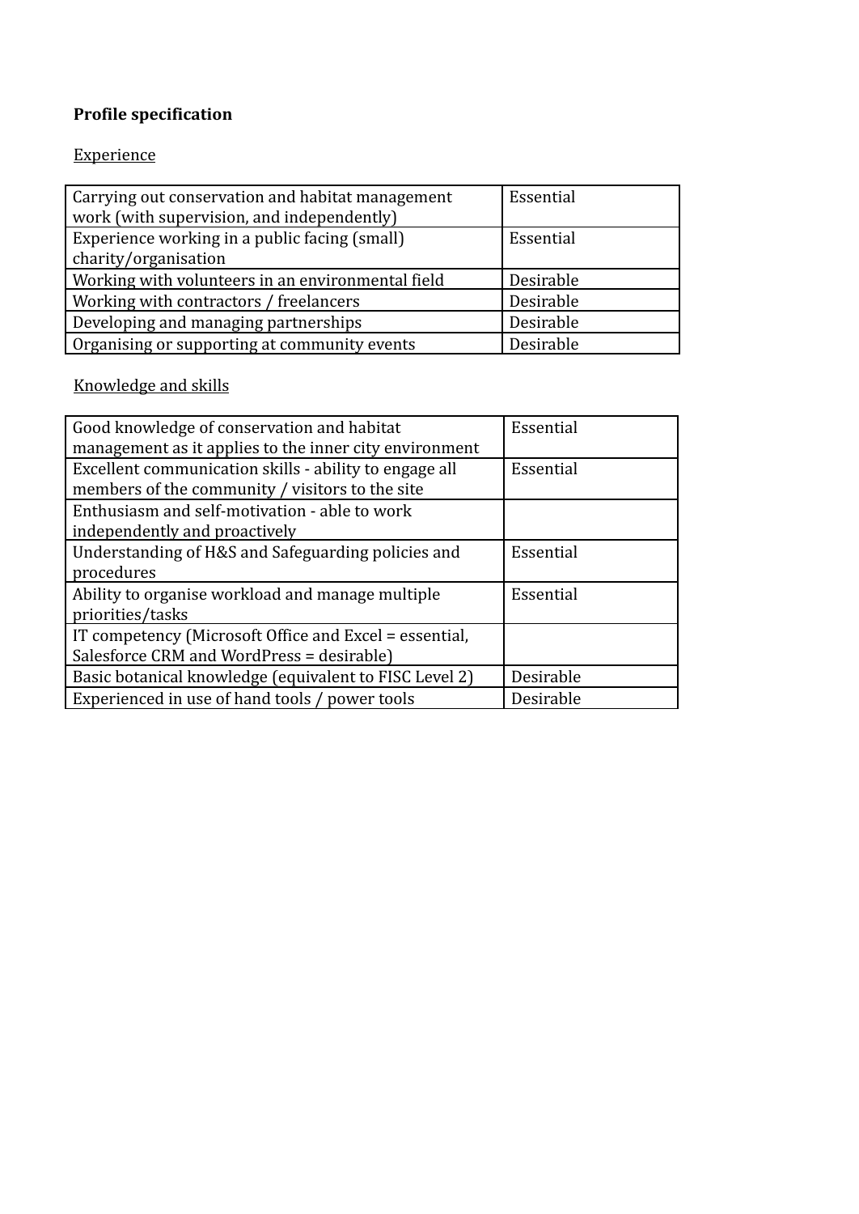**Profile specification**

Experience

| | |
|---|---|
| Carrying out conservation and habitat management work (with supervision, and independently) | Essential |
| Experience working in a public facing (small) charity/organisation | Essential |
| Working with volunteers in an environmental field | Desirable |
| Working with contractors / freelancers | Desirable |
| Developing and managing partnerships | Desirable |
| Organising or supporting at community events | Desirable |

Knowledge and skills

| | |
|---|---|
| Good knowledge of conservation and habitat management as it applies to the inner city environment | Essential |
| Excellent communication skills - ability to engage all members of the community / visitors to the site | Essential |
| Enthusiasm and self-motivation - able to work independently and proactively | |
| Understanding of H&S and Safeguarding policies and procedures | Essential |
| Ability to organise workload and manage multiple priorities/tasks | Essential |
| IT competency (Microsoft Office and Excel = essential, Salesforce CRM and WordPress = desirable) | |
| Basic botanical knowledge (equivalent to FISC Level 2) | Desirable |
| Experienced in use of hand tools / power tools | Desirable |